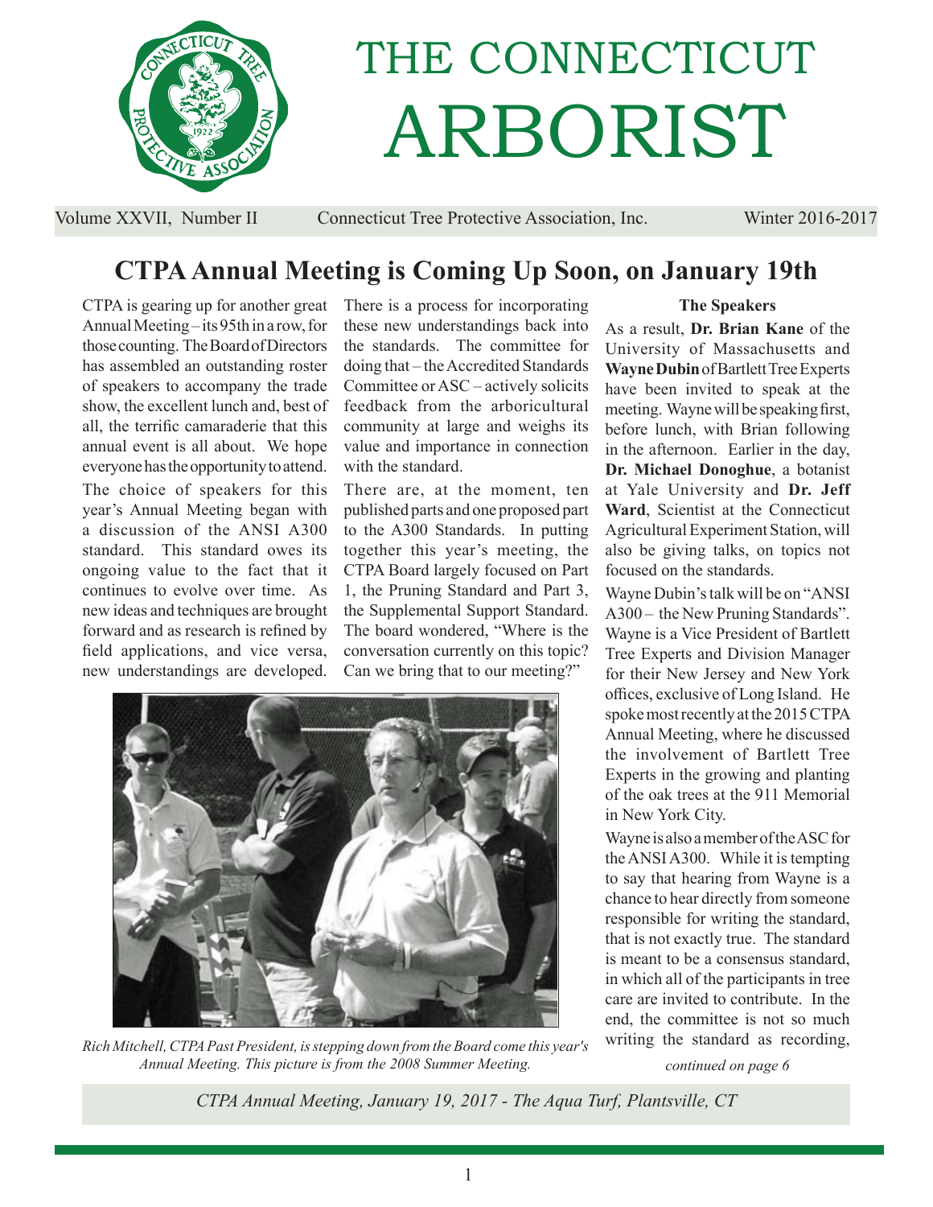# THE CONNECTICUT ARBORIST

Volume XXVII, Number II — Connecticut Tree Protective Association, Inc. — Winter 2016-2017

## CTPA Annual Meeting is Coming Up Soon, on January 19th

CTPA is gearing up for another great Annual Meeting – its 95th in a row, for those counting. The Board of Directors has assembled an outstanding roster of speakers to accompany the trade show, the excellent lunch and, best of all, the terrific camaraderie that this annual event is all about. We hope everyone has the opportunity to attend.

The choice of speakers for this year's Annual Meeting began with a discussion of the ANSI A300 standard. This standard owes its ongoing value to the fact that it continues to evolve over time. As new ideas and techniques are brought forward and as research is refined by field applications, and vice versa, new understandings are developed. There is a process for incorporating these new understandings back into the standards. The committee for doing that – the Accredited Standards Committee or ASC – actively solicits feedback from the arboricultural community at large and weighs its value and importance in connection with the standard.

There are, at the moment, ten published parts and one proposed part to the A300 Standards. In putting together this year's meeting, the CTPA Board largely focused on Part 1, the Pruning Standard and Part 3, the Supplemental Support Standard. The board wondered, "Where is the conversation currently on this topic? Can we bring that to our meeting?"

*Rich Mitchell, CTPA Past President, is stepping down from the Board come this year's Annual Meeting. This picture is from the 2008 Summer Meeting.*

### The Speakers

As a result, **Dr. Brian Kane** of the University of Massachusetts and **Wayne Dubin** of Bartlett Tree Experts have been invited to speak at the meeting. Wayne will be speaking first, before lunch, with Brian following in the afternoon. Earlier in the day, **Dr. Michael Donoghue**, a botanist at Yale University and **Dr. Jeff Ward**, Scientist at the Connecticut Agricultural Experiment Station, will also be giving talks, on topics not focused on the standards.

Wayne Dubin's talk will be on "ANSI A300 – the New Pruning Standards". Wayne is a Vice President of Bartlett Tree Experts and Division Manager for their New Jersey and New York offices, exclusive of Long Island. He spoke most recently at the 2015 CTPA Annual Meeting, where he discussed the involvement of Bartlett Tree Experts in the growing and planting of the oak trees at the 911 Memorial in New York City.

Wayne is also a member of the ASC for the ANSI A300. While it is tempting to say that hearing from Wayne is a chance to hear directly from someone responsible for writing the standard, that is not exactly true. The standard is meant to be a consensus standard, in which all of the participants in tree care are invited to contribute. In the end, the committee is not so much writing the standard as recording,

*continued on page 6*

*CTPA Annual Meeting, January 19, 2017 - The Aqua Turf, Plantsville, CT*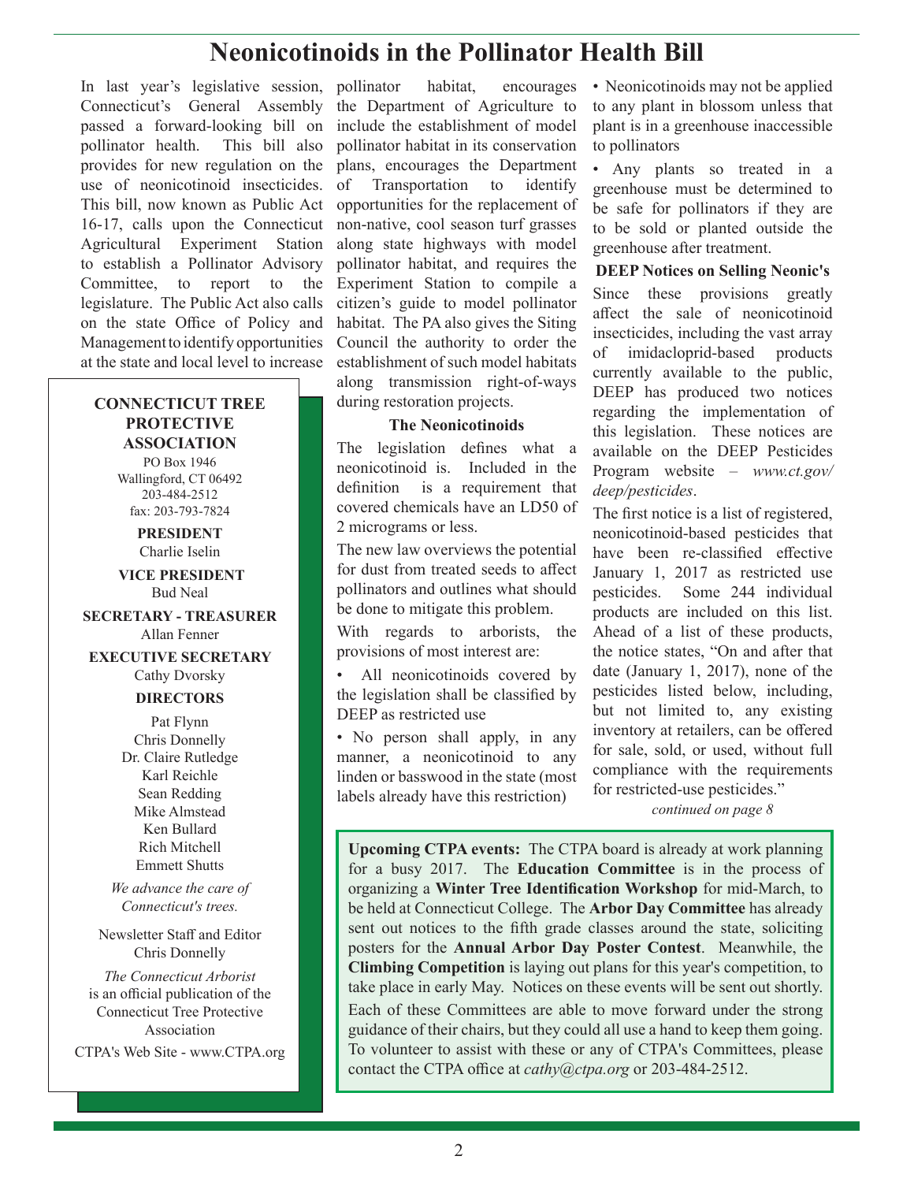# Neonicotinoids in the Pollinator Health Bill

In last year's legislative session, Connecticut's General Assembly passed a forward-looking bill on pollinator health. This bill also provides for new regulation on the use of neonicotinoid insecticides. This bill, now known as Public Act 16-17, calls upon the Connecticut Agricultural Experiment Station to establish a Pollinator Advisory Committee, to report to the legislature. The Public Act also calls on the state Office of Policy and Management to identify opportunities at the state and local level to increase pollinator habitat, encourages the Department of Agriculture to include the establishment of model pollinator habitat in its conservation plans, encourages the Department of Transportation to identify opportunities for the replacement of non-native, cool season turf grasses along state highways with model pollinator habitat, and requires the Experiment Station to compile a citizen's guide to model pollinator habitat. The PA also gives the Siting Council the authority to order the establishment of such model habitats along transmission right-of-ways during restoration projects.

### The Neonicotinoids

The legislation defines what a neonicotinoid is. Included in the definition is a requirement that covered chemicals have an LD50 of 2 micrograms or less.

The new law overviews the potential for dust from treated seeds to affect pollinators and outlines what should be done to mitigate this problem.

With regards to arborists, the provisions of most interest are:

- All neonicotinoids covered by the legislation shall be classified by DEEP as restricted use
- No person shall apply, in any manner, a neonicotinoid to any linden or basswood in the state (most labels already have this restriction)
- Neonicotinoids may not be applied to any plant in blossom unless that plant is in a greenhouse inaccessible to pollinators
- Any plants so treated in a greenhouse must be determined to be safe for pollinators if they are to be sold or planted outside the greenhouse after treatment.

### DEEP Notices on Selling Neonic's

Since these provisions greatly affect the sale of neonicotinoid insecticides, including the vast array of imidacloprid-based products currently available to the public, DEEP has produced two notices regarding the implementation of this legislation. These notices are available on the DEEP Pesticides Program website – *www.ct.gov/deep/pesticides*.

The first notice is a list of registered, neonicotinoid-based pesticides that have been re-classified effective January 1, 2017 as restricted use pesticides. Some 244 individual products are included on this list. Ahead of a list of these products, the notice states, "On and after that date (January 1, 2017), none of the pesticides listed below, including, but not limited to, any existing inventory at retailers, can be offered for sale, sold, or used, without full compliance with the requirements for restricted-use pesticides."

*continued on page 8*

---

**CONNECTICUT TREE PROTECTIVE ASSOCIATION**
PO Box 1946
Wallingford, CT 06492
203-484-2512
fax: 203-793-7824

**PRESIDENT**
Charlie Iselin

**VICE PRESIDENT**
Bud Neal

**SECRETARY - TREASURER**
Allan Fenner

**EXECUTIVE SECRETARY**
Cathy Dvorsky

**DIRECTORS**
Pat Flynn
Chris Donnelly
Dr. Claire Rutledge
Karl Reichle
Sean Redding
Mike Almstead
Ken Bullard
Rich Mitchell
Emmett Shutts

*We advance the care of Connecticut's trees.*

Newsletter Staff and Editor
Chris Donnelly

*The Connecticut Arborist* is an official publication of the Connecticut Tree Protective Association

CTPA's Web Site - www.CTPA.org

---

**Upcoming CTPA events:** The CTPA board is already at work planning for a busy 2017. The **Education Committee** is in the process of organizing a **Winter Tree Identification Workshop** for mid-March, to be held at Connecticut College. The **Arbor Day Committee** has already sent out notices to the fifth grade classes around the state, soliciting posters for the **Annual Arbor Day Poster Contest**. Meanwhile, the **Climbing Competition** is laying out plans for this year's competition, to take place in early May. Notices on these events will be sent out shortly.

Each of these Committees are able to move forward under the strong guidance of their chairs, but they could all use a hand to keep them going. To volunteer to assist with these or any of CTPA's Committees, please contact the CTPA office at *cathy@ctpa.org* or 203-484-2512.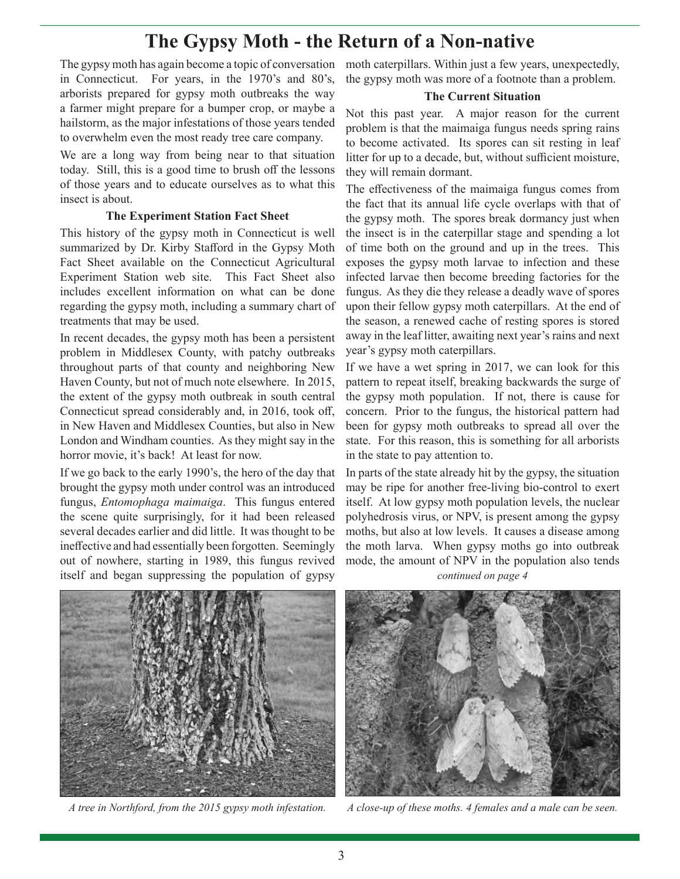# The Gypsy Moth - the Return of a Non-native

The gypsy moth has again become a topic of conversation in Connecticut. For years, in the 1970's and 80's, arborists prepared for gypsy moth outbreaks the way a farmer might prepare for a bumper crop, or maybe a hailstorm, as the major infestations of those years tended to overwhelm even the most ready tree care company.

We are a long way from being near to that situation today. Still, this is a good time to brush off the lessons of those years and to educate ourselves as to what this insect is about.

### The Experiment Station Fact Sheet

This history of the gypsy moth in Connecticut is well summarized by Dr. Kirby Stafford in the Gypsy Moth Fact Sheet available on the Connecticut Agricultural Experiment Station web site. This Fact Sheet also includes excellent information on what can be done regarding the gypsy moth, including a summary chart of treatments that may be used.

In recent decades, the gypsy moth has been a persistent problem in Middlesex County, with patchy outbreaks throughout parts of that county and neighboring New Haven County, but not of much note elsewhere. In 2015, the extent of the gypsy moth outbreak in south central Connecticut spread considerably and, in 2016, took off, in New Haven and Middlesex Counties, but also in New London and Windham counties. As they might say in the horror movie, it's back! At least for now.

If we go back to the early 1990's, the hero of the day that brought the gypsy moth under control was an introduced fungus, *Entomophaga maimaiga*. This fungus entered the scene quite surprisingly, for it had been released several decades earlier and did little. It was thought to be ineffective and had essentially been forgotten. Seemingly out of nowhere, starting in 1989, this fungus revived itself and began suppressing the population of gypsy moth caterpillars. Within just a few years, unexpectedly, the gypsy moth was more of a footnote than a problem.

### The Current Situation

Not this past year. A major reason for the current problem is that the maimaiga fungus needs spring rains to become activated. Its spores can sit resting in leaf litter for up to a decade, but, without sufficient moisture, they will remain dormant.

The effectiveness of the maimaiga fungus comes from the fact that its annual life cycle overlaps with that of the gypsy moth. The spores break dormancy just when the insect is in the caterpillar stage and spending a lot of time both on the ground and up in the trees. This exposes the gypsy moth larvae to infection and these infected larvae then become breeding factories for the fungus. As they die they release a deadly wave of spores upon their fellow gypsy moth caterpillars. At the end of the season, a renewed cache of resting spores is stored away in the leaf litter, awaiting next year's rains and next year's gypsy moth caterpillars.

If we have a wet spring in 2017, we can look for this pattern to repeat itself, breaking backwards the surge of the gypsy moth population. If not, there is cause for concern. Prior to the fungus, the historical pattern had been for gypsy moth outbreaks to spread all over the state. For this reason, this is something for all arborists in the state to pay attention to.

In parts of the state already hit by the gypsy, the situation may be ripe for another free-living bio-control to exert itself. At low gypsy moth population levels, the nuclear polyhedrosis virus, or NPV, is present among the gypsy moths, but also at low levels. It causes a disease among the moth larva. When gypsy moths go into outbreak mode, the amount of NPV in the population also tends

*continued on page 4*

*A tree in Northford, from the 2015 gypsy moth infestation.*

*A close-up of these moths. 4 females and a male can be seen.*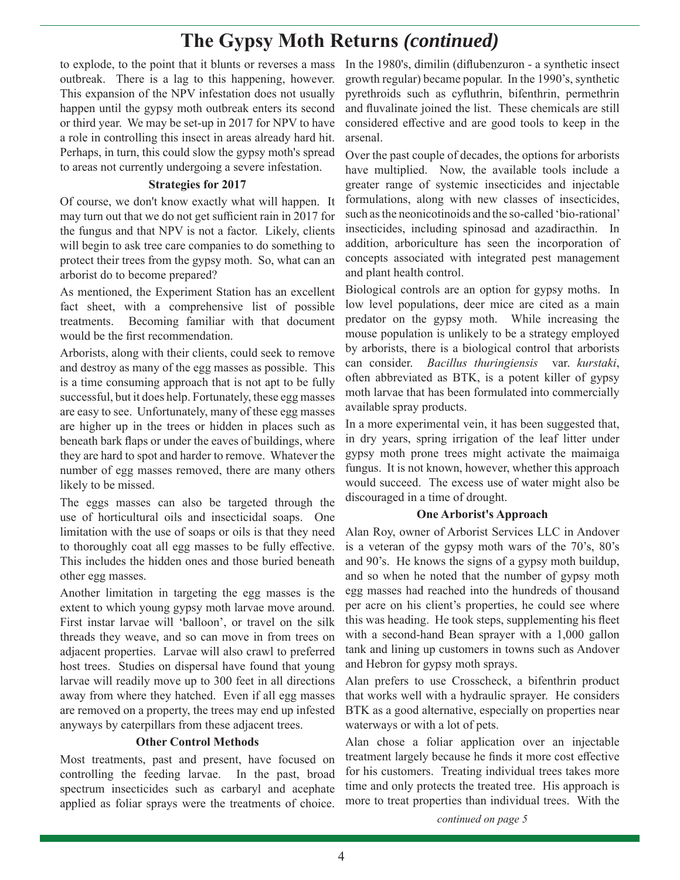# The Gypsy Moth Returns *(continued)*

to explode, to the point that it blunts or reverses a mass outbreak. There is a lag to this happening, however. This expansion of the NPV infestation does not usually happen until the gypsy moth outbreak enters its second or third year. We may be set-up in 2017 for NPV to have a role in controlling this insect in areas already hard hit. Perhaps, in turn, this could slow the gypsy moth's spread to areas not currently undergoing a severe infestation.

**Strategies for 2017**

Of course, we don't know exactly what will happen. It may turn out that we do not get sufficient rain in 2017 for the fungus and that NPV is not a factor. Likely, clients will begin to ask tree care companies to do something to protect their trees from the gypsy moth. So, what can an arborist do to become prepared?

As mentioned, the Experiment Station has an excellent fact sheet, with a comprehensive list of possible treatments. Becoming familiar with that document would be the first recommendation.

Arborists, along with their clients, could seek to remove and destroy as many of the egg masses as possible. This is a time consuming approach that is not apt to be fully successful, but it does help. Fortunately, these egg masses are easy to see. Unfortunately, many of these egg masses are higher up in the trees or hidden in places such as beneath bark flaps or under the eaves of buildings, where they are hard to spot and harder to remove. Whatever the number of egg masses removed, there are many others likely to be missed.

The eggs masses can also be targeted through the use of horticultural oils and insecticidal soaps. One limitation with the use of soaps or oils is that they need to thoroughly coat all egg masses to be fully effective. This includes the hidden ones and those buried beneath other egg masses.

Another limitation in targeting the egg masses is the extent to which young gypsy moth larvae move around. First instar larvae will 'balloon', or travel on the silk threads they weave, and so can move in from trees on adjacent properties. Larvae will also crawl to preferred host trees. Studies on dispersal have found that young larvae will readily move up to 300 feet in all directions away from where they hatched. Even if all egg masses are removed on a property, the trees may end up infested anyways by caterpillars from these adjacent trees.

**Other Control Methods**

Most treatments, past and present, have focused on controlling the feeding larvae. In the past, broad spectrum insecticides such as carbaryl and acephate applied as foliar sprays were the treatments of choice. In the 1980's, dimilin (diflubenzuron - a synthetic insect growth regular) became popular. In the 1990's, synthetic pyrethroids such as cyfluthrin, bifenthrin, permethrin and fluvalinate joined the list. These chemicals are still considered effective and are good tools to keep in the arsenal.

Over the past couple of decades, the options for arborists have multiplied. Now, the available tools include a greater range of systemic insecticides and injectable formulations, along with new classes of insecticides, such as the neonicotinoids and the so-called 'bio-rational' insecticides, including spinosad and azadiracthin. In addition, arboriculture has seen the incorporation of concepts associated with integrated pest management and plant health control.

Biological controls are an option for gypsy moths. In low level populations, deer mice are cited as a main predator on the gypsy moth. While increasing the mouse population is unlikely to be a strategy employed by arborists, there is a biological control that arborists can consider. *Bacillus thuringiensis* var. *kurstaki*, often abbreviated as BTK, is a potent killer of gypsy moth larvae that has been formulated into commercially available spray products.

In a more experimental vein, it has been suggested that, in dry years, spring irrigation of the leaf litter under gypsy moth prone trees might activate the maimaiga fungus. It is not known, however, whether this approach would succeed. The excess use of water might also be discouraged in a time of drought.

**One Arborist's Approach**

Alan Roy, owner of Arborist Services LLC in Andover is a veteran of the gypsy moth wars of the 70's, 80's and 90's. He knows the signs of a gypsy moth buildup, and so when he noted that the number of gypsy moth egg masses had reached into the hundreds of thousand per acre on his client's properties, he could see where this was heading. He took steps, supplementing his fleet with a second-hand Bean sprayer with a 1,000 gallon tank and lining up customers in towns such as Andover and Hebron for gypsy moth sprays.

Alan prefers to use Crosscheck, a bifenthrin product that works well with a hydraulic sprayer. He considers BTK as a good alternative, especially on properties near waterways or with a lot of pets.

Alan chose a foliar application over an injectable treatment largely because he finds it more cost effective for his customers. Treating individual trees takes more time and only protects the treated tree. His approach is more to treat properties than individual trees. With the

*continued on page 5*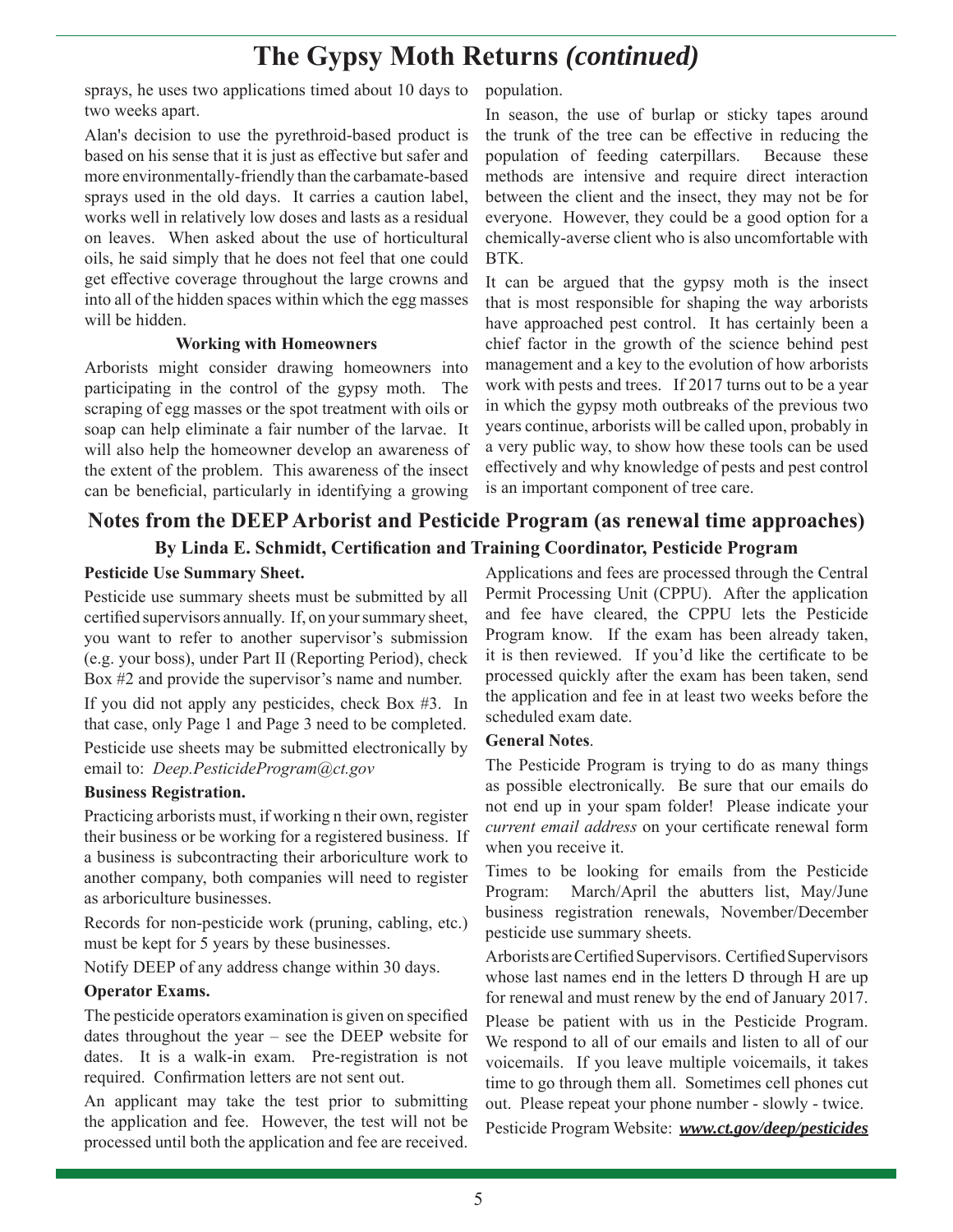# The Gypsy Moth Returns *(continued)*

sprays, he uses two applications timed about 10 days to two weeks apart.

Alan's decision to use the pyrethroid-based product is based on his sense that it is just as effective but safer and more environmentally-friendly than the carbamate-based sprays used in the old days. It carries a caution label, works well in relatively low doses and lasts as a residual on leaves. When asked about the use of horticultural oils, he said simply that he does not feel that one could get effective coverage throughout the large crowns and into all of the hidden spaces within which the egg masses will be hidden.

### Working with Homeowners

Arborists might consider drawing homeowners into participating in the control of the gypsy moth. The scraping of egg masses or the spot treatment with oils or soap can help eliminate a fair number of the larvae. It will also help the homeowner develop an awareness of the extent of the problem. This awareness of the insect can be beneficial, particularly in identifying a growing population.

In season, the use of burlap or sticky tapes around the trunk of the tree can be effective in reducing the population of feeding caterpillars. Because these methods are intensive and require direct interaction between the client and the insect, they may not be for everyone. However, they could be a good option for a chemically-averse client who is also uncomfortable with BTK.

It can be argued that the gypsy moth is the insect that is most responsible for shaping the way arborists have approached pest control. It has certainly been a chief factor in the growth of the science behind pest management and a key to the evolution of how arborists work with pests and trees. If 2017 turns out to be a year in which the gypsy moth outbreaks of the previous two years continue, arborists will be called upon, probably in a very public way, to show how these tools can be used effectively and why knowledge of pests and pest control is an important component of tree care.

## Notes from the DEEP Arborist and Pesticide Program (as renewal time approaches)

**By Linda E. Schmidt, Certification and Training Coordinator, Pesticide Program**

**Pesticide Use Summary Sheet.**

Pesticide use summary sheets must be submitted by all certified supervisors annually. If, on your summary sheet, you want to refer to another supervisor's submission (e.g. your boss), under Part II (Reporting Period), check Box #2 and provide the supervisor's name and number.

If you did not apply any pesticides, check Box #3. In that case, only Page 1 and Page 3 need to be completed.

Pesticide use sheets may be submitted electronically by email to: *Deep.PesticideProgram@ct.gov*

**Business Registration.**

Practicing arborists must, if working n their own, register their business or be working for a registered business. If a business is subcontracting their arboriculture work to another company, both companies will need to register as arboriculture businesses.

Records for non-pesticide work (pruning, cabling, etc.) must be kept for 5 years by these businesses.

Notify DEEP of any address change within 30 days.

**Operator Exams.**

The pesticide operators examination is given on specified dates throughout the year – see the DEEP website for dates. It is a walk-in exam. Pre-registration is not required. Confirmation letters are not sent out.

An applicant may take the test prior to submitting the application and fee. However, the test will not be processed until both the application and fee are received. Applications and fees are processed through the Central Permit Processing Unit (CPPU). After the application and fee have cleared, the CPPU lets the Pesticide Program know. If the exam has been already taken, it is then reviewed. If you'd like the certificate to be processed quickly after the exam has been taken, send the application and fee in at least two weeks before the scheduled exam date.

**General Notes**.

The Pesticide Program is trying to do as many things as possible electronically. Be sure that our emails do not end up in your spam folder! Please indicate your *current email address* on your certificate renewal form when you receive it.

Times to be looking for emails from the Pesticide Program: March/April the abutters list, May/June business registration renewals, November/December pesticide use summary sheets.

Arborists are Certified Supervisors. Certified Supervisors whose last names end in the letters D through H are up for renewal and must renew by the end of January 2017.

Please be patient with us in the Pesticide Program. We respond to all of our emails and listen to all of our voicemails. If you leave multiple voicemails, it takes time to go through them all. Sometimes cell phones cut out. Please repeat your phone number - slowly - twice.

Pesticide Program Website: ***www.ct.gov/deep/pesticides***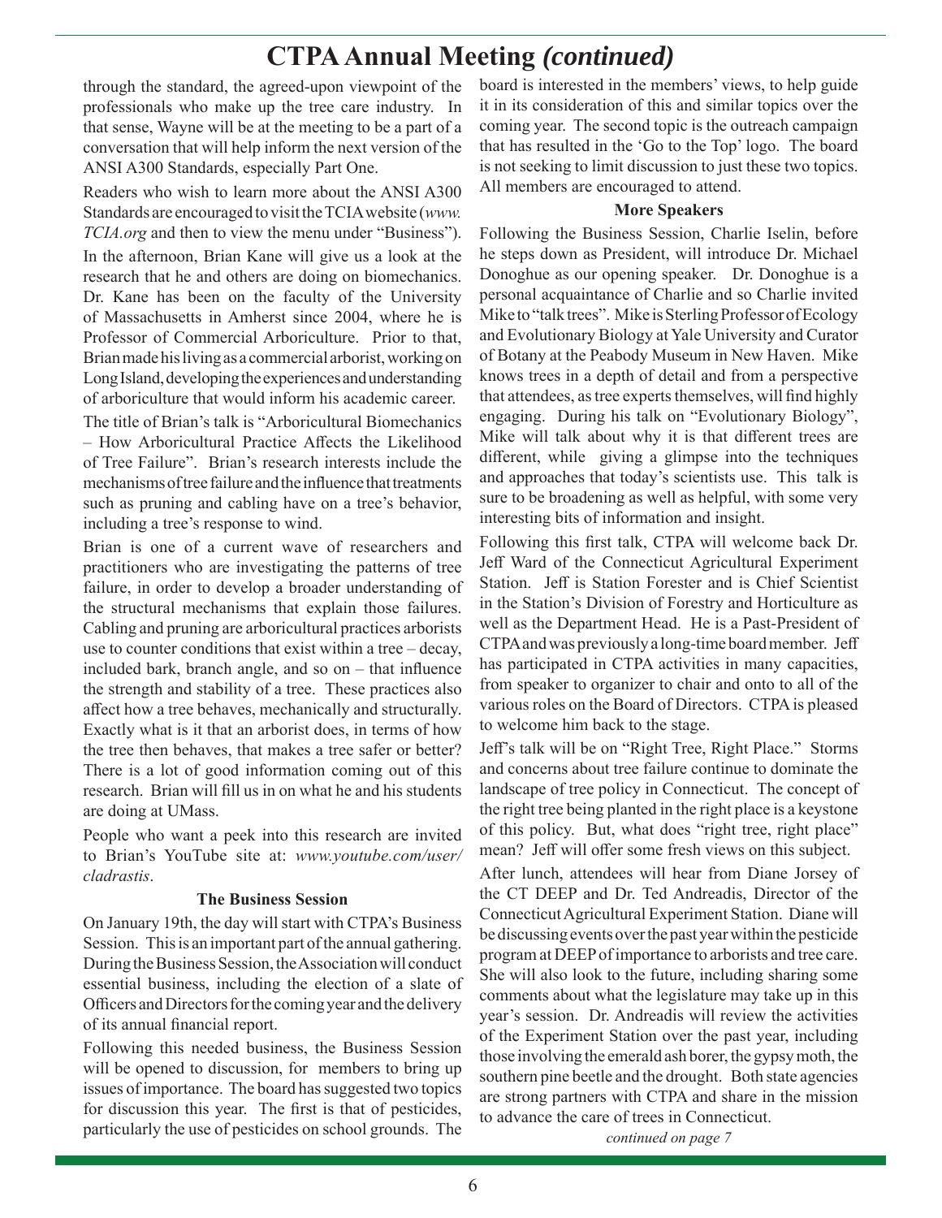# CTPA Annual Meeting *(continued)*

through the standard, the agreed-upon viewpoint of the professionals who make up the tree care industry. In that sense, Wayne will be at the meeting to be a part of a conversation that will help inform the next version of the ANSI A300 Standards, especially Part One.

Readers who wish to learn more about the ANSI A300 Standards are encouraged to visit the TCIA website (*www.TCIA.org* and then to view the menu under "Business").

In the afternoon, Brian Kane will give us a look at the research that he and others are doing on biomechanics. Dr. Kane has been on the faculty of the University of Massachusetts in Amherst since 2004, where he is Professor of Commercial Arboriculture. Prior to that, Brian made his living as a commercial arborist, working on Long Island, developing the experiences and understanding of arboriculture that would inform his academic career.

The title of Brian's talk is "Arboricultural Biomechanics – How Arboricultural Practice Affects the Likelihood of Tree Failure". Brian's research interests include the mechanisms of tree failure and the influence that treatments such as pruning and cabling have on a tree's behavior, including a tree's response to wind.

Brian is one of a current wave of researchers and practitioners who are investigating the patterns of tree failure, in order to develop a broader understanding of the structural mechanisms that explain those failures. Cabling and pruning are arboricultural practices arborists use to counter conditions that exist within a tree – decay, included bark, branch angle, and so on – that influence the strength and stability of a tree. These practices also affect how a tree behaves, mechanically and structurally. Exactly what is it that an arborist does, in terms of how the tree then behaves, that makes a tree safer or better? There is a lot of good information coming out of this research. Brian will fill us in on what he and his students are doing at UMass.

People who want a peek into this research are invited to Brian's YouTube site at: *www.youtube.com/user/cladrastis*.

### The Business Session

On January 19th, the day will start with CTPA's Business Session. This is an important part of the annual gathering. During the Business Session, the Association will conduct essential business, including the election of a slate of Officers and Directors for the coming year and the delivery of its annual financial report.

Following this needed business, the Business Session will be opened to discussion, for members to bring up issues of importance. The board has suggested two topics for discussion this year. The first is that of pesticides, particularly the use of pesticides on school grounds. The board is interested in the members' views, to help guide it in its consideration of this and similar topics over the coming year. The second topic is the outreach campaign that has resulted in the 'Go to the Top' logo. The board is not seeking to limit discussion to just these two topics. All members are encouraged to attend.

### More Speakers

Following the Business Session, Charlie Iselin, before he steps down as President, will introduce Dr. Michael Donoghue as our opening speaker. Dr. Donoghue is a personal acquaintance of Charlie and so Charlie invited Mike to "talk trees". Mike is Sterling Professor of Ecology and Evolutionary Biology at Yale University and Curator of Botany at the Peabody Museum in New Haven. Mike knows trees in a depth of detail and from a perspective that attendees, as tree experts themselves, will find highly engaging. During his talk on "Evolutionary Biology", Mike will talk about why it is that different trees are different, while giving a glimpse into the techniques and approaches that today's scientists use. This talk is sure to be broadening as well as helpful, with some very interesting bits of information and insight.

Following this first talk, CTPA will welcome back Dr. Jeff Ward of the Connecticut Agricultural Experiment Station. Jeff is Station Forester and is Chief Scientist in the Station's Division of Forestry and Horticulture as well as the Department Head. He is a Past-President of CTPA and was previously a long-time board member. Jeff has participated in CTPA activities in many capacities, from speaker to organizer to chair and onto to all of the various roles on the Board of Directors. CTPA is pleased to welcome him back to the stage.

Jeff's talk will be on "Right Tree, Right Place." Storms and concerns about tree failure continue to dominate the landscape of tree policy in Connecticut. The concept of the right tree being planted in the right place is a keystone of this policy. But, what does "right tree, right place" mean? Jeff will offer some fresh views on this subject.

After lunch, attendees will hear from Diane Jorsey of the CT DEEP and Dr. Ted Andreadis, Director of the Connecticut Agricultural Experiment Station. Diane will be discussing events over the past year within the pesticide program at DEEP of importance to arborists and tree care. She will also look to the future, including sharing some comments about what the legislature may take up in this year's session. Dr. Andreadis will review the activities of the Experiment Station over the past year, including those involving the emerald ash borer, the gypsy moth, the southern pine beetle and the drought. Both state agencies are strong partners with CTPA and share in the mission to advance the care of trees in Connecticut.

*continued on page 7*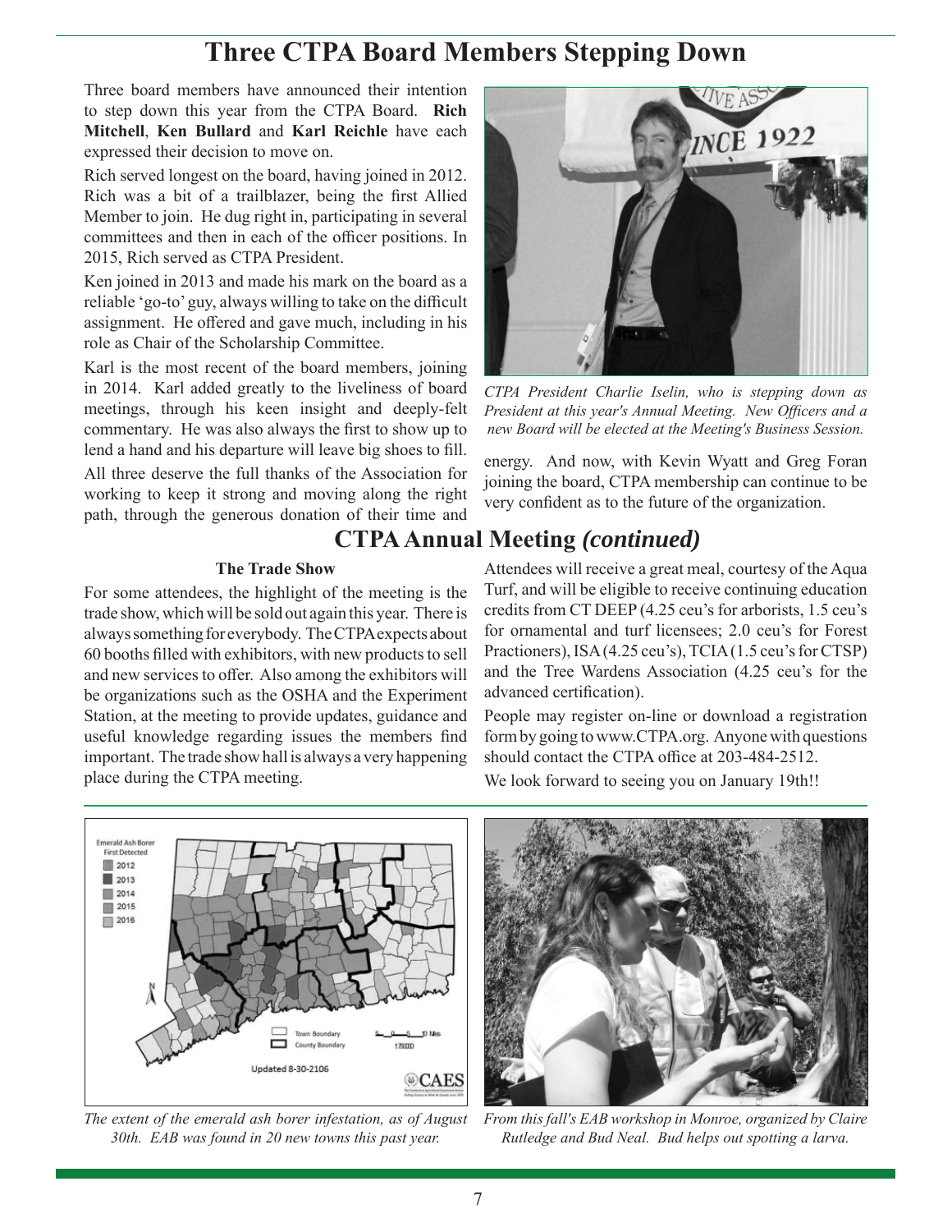# Three CTPA Board Members Stepping Down

Three board members have announced their intention to step down this year from the CTPA Board. **Rich Mitchell**, **Ken Bullard** and **Karl Reichle** have each expressed their decision to move on.

Rich served longest on the board, having joined in 2012. Rich was a bit of a trailblazer, being the first Allied Member to join. He dug right in, participating in several committees and then in each of the officer positions. In 2015, Rich served as CTPA President.

Ken joined in 2013 and made his mark on the board as a reliable 'go-to' guy, always willing to take on the difficult assignment. He offered and gave much, including in his role as Chair of the Scholarship Committee.

Karl is the most recent of the board members, joining in 2014. Karl added greatly to the liveliness of board meetings, through his keen insight and deeply-felt commentary. He was also always the first to show up to lend a hand and his departure will leave big shoes to fill.

All three deserve the full thanks of the Association for working to keep it strong and moving along the right path, through the generous donation of their time and energy. And now, with Kevin Wyatt and Greg Foran joining the board, CTPA membership can continue to be very confident as to the future of the organization.

*CTPA President Charlie Iselin, who is stepping down as President at this year's Annual Meeting. New Officers and a new Board will be elected at the Meeting's Business Session.*

# CTPA Annual Meeting *(continued)*

### The Trade Show

For some attendees, the highlight of the meeting is the trade show, which will be sold out again this year. There is always something for everybody. The CTPA expects about 60 booths filled with exhibitors, with new products to sell and new services to offer. Also among the exhibitors will be organizations such as the OSHA and the Experiment Station, at the meeting to provide updates, guidance and useful knowledge regarding issues the members find important. The trade show hall is always a very happening place during the CTPA meeting.

Attendees will receive a great meal, courtesy of the Aqua Turf, and will be eligible to receive continuing education credits from CT DEEP (4.25 ceu's for arborists, 1.5 ceu's for ornamental and turf licensees; 2.0 ceu's for Forest Practioners), ISA (4.25 ceu's), TCIA (1.5 ceu's for CTSP) and the Tree Wardens Association (4.25 ceu's for the advanced certification).

People may register on-line or download a registration form by going to www.CTPA.org. Anyone with questions should contact the CTPA office at 203-484-2512.

We look forward to seeing you on January 19th!!

Emerald Ash Borer First Detected
2012
2013
2014
2015
2016
Town Boundary
County Boundary
Updated 8-30-2106
CAES

*The extent of the emerald ash borer infestation, as of August 30th. EAB was found in 20 new towns this past year.*

*From this fall's EAB workshop in Monroe, organized by Claire Rutledge and Bud Neal. Bud helps out spotting a larva.*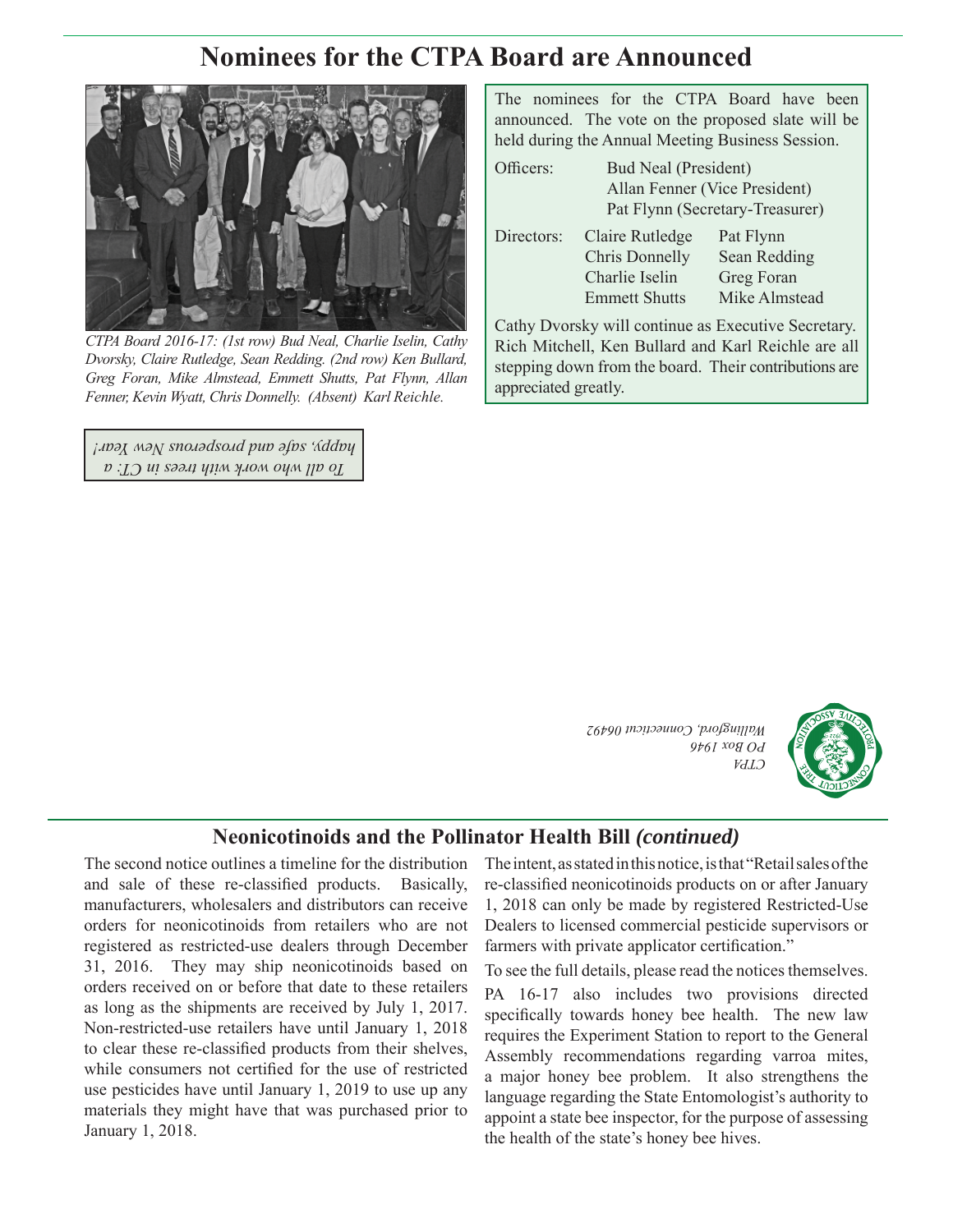# Nominees for the CTPA Board are Announced

*CTPA Board 2016-17: (1st row) Bud Neal, Charlie Iselin, Cathy Dvorsky, Claire Rutledge, Sean Redding. (2nd row) Ken Bullard, Greg Foran, Mike Almstead, Emmett Shutts, Pat Flynn, Allan Fenner, Kevin Wyatt, Chris Donnelly. (Absent) Karl Reichle.*

The nominees for the CTPA Board have been announced. The vote on the proposed slate will be held during the Annual Meeting Business Session.

| | | |
|---|---|---|
| Officers: | Bud Neal (President) | |
| | Allan Fenner (Vice President) | |
| | Pat Flynn (Secretary-Treasurer) | |
| Directors: | Claire Rutledge | Pat Flynn |
| | Chris Donnelly | Sean Redding |
| | Charlie Iselin | Greg Foran |
| | Emmett Shutts | Mike Almstead |

Cathy Dvorsky will continue as Executive Secretary. Rich Mitchell, Ken Bullard and Karl Reichle are all stepping down from the board. Their contributions are appreciated greatly.

*To all who work with trees in CT: a happy, safe and prosperous New Year!*

*CTPA*
*PO Box 1946*
*Wallingford, Connecticut 06492*

## Neonicotinoids and the Pollinator Health Bill *(continued)*

The second notice outlines a timeline for the distribution and sale of these re-classified products. Basically, manufacturers, wholesalers and distributors can receive orders for neonicotinoids from retailers who are not registered as restricted-use dealers through December 31, 2016. They may ship neonicotinoids based on orders received on or before that date to these retailers as long as the shipments are received by July 1, 2017. Non-restricted-use retailers have until January 1, 2018 to clear these re-classified products from their shelves, while consumers not certified for the use of restricted use pesticides have until January 1, 2019 to use up any materials they might have that was purchased prior to January 1, 2018.

The intent, as stated in this notice, is that "Retail sales of the re-classified neonicotinoids products on or after January 1, 2018 can only be made by registered Restricted-Use Dealers to licensed commercial pesticide supervisors or farmers with private applicator certification."

To see the full details, please read the notices themselves.

PA 16-17 also includes two provisions directed specifically towards honey bee health. The new law requires the Experiment Station to report to the General Assembly recommendations regarding varroa mites, a major honey bee problem. It also strengthens the language regarding the State Entomologist's authority to appoint a state bee inspector, for the purpose of assessing the health of the state's honey bee hives.